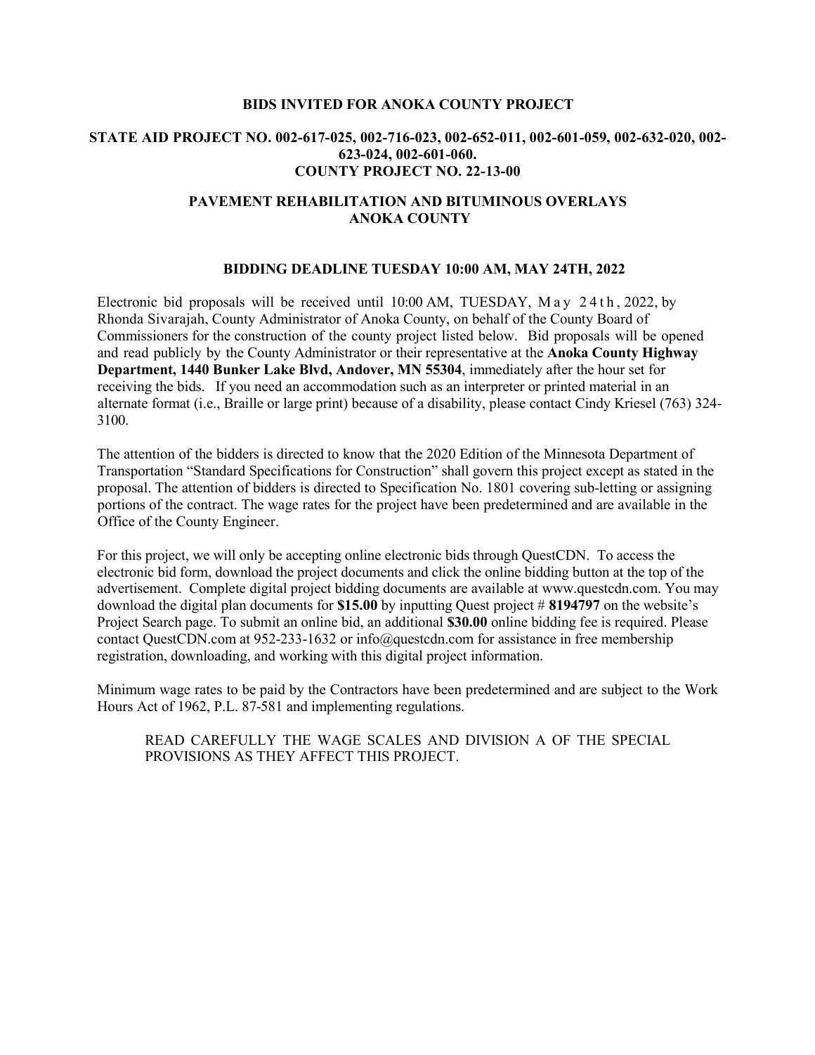**BIDS INVITED FOR ANOKA COUNTY PROJECT**

**STATE AID PROJECT NO. 002-617-025, 002-716-023, 002-652-011, 002-601-059, 002-632-020, 002-623-024, 002-601-060.**
**COUNTY PROJECT NO. 22-13-00**

**PAVEMENT REHABILITATION AND BITUMINOUS OVERLAYS**
**ANOKA COUNTY**

**BIDDING DEADLINE TUESDAY 10:00 AM, MAY 24TH, 2022**

Electronic bid proposals will be received until 10:00 AM, TUESDAY, May 24th, 2022, by Rhonda Sivarajah, County Administrator of Anoka County, on behalf of the County Board of Commissioners for the construction of the county project listed below. Bid proposals will be opened and read publicly by the County Administrator or their representative at the **Anoka County Highway Department, 1440 Bunker Lake Blvd, Andover, MN 55304**, immediately after the hour set for receiving the bids. If you need an accommodation such as an interpreter or printed material in an alternate format (i.e., Braille or large print) because of a disability, please contact Cindy Kriesel (763) 324-3100.

The attention of the bidders is directed to know that the 2020 Edition of the Minnesota Department of Transportation "Standard Specifications for Construction" shall govern this project except as stated in the proposal. The attention of bidders is directed to Specification No. 1801 covering sub-letting or assigning portions of the contract. The wage rates for the project have been predetermined and are available in the Office of the County Engineer.

For this project, we will only be accepting online electronic bids through QuestCDN. To access the electronic bid form, download the project documents and click the online bidding button at the top of the advertisement. Complete digital project bidding documents are available at www.questcdn.com. You may download the digital plan documents for **$15.00** by inputting Quest project # **8194797** on the website's Project Search page. To submit an online bid, an additional **$30.00** online bidding fee is required. Please contact QuestCDN.com at 952-233-1632 or info@questcdn.com for assistance in free membership registration, downloading, and working with this digital project information.

Minimum wage rates to be paid by the Contractors have been predetermined and are subject to the Work Hours Act of 1962, P.L. 87-581 and implementing regulations.

READ CAREFULLY THE WAGE SCALES AND DIVISION A OF THE SPECIAL PROVISIONS AS THEY AFFECT THIS PROJECT.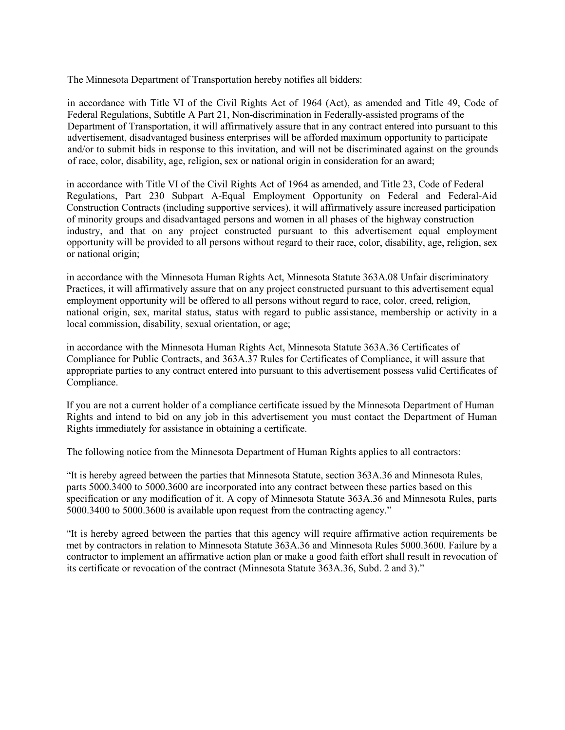The Minnesota Department of Transportation hereby notifies all bidders:

in accordance with Title VI of the Civil Rights Act of 1964 (Act), as amended and Title 49, Code of Federal Regulations, Subtitle A Part 21, Non-discrimination in Federally-assisted programs of the Department of Transportation, it will affirmatively assure that in any contract entered into pursuant to this advertisement, disadvantaged business enterprises will be afforded maximum opportunity to participate and/or to submit bids in response to this invitation, and will not be discriminated against on the grounds of race, color, disability, age, religion, sex or national origin in consideration for an award;

in accordance with Title VI of the Civil Rights Act of 1964 as amended, and Title 23, Code of Federal Regulations, Part 230 Subpart A-Equal Employment Opportunity on Federal and Federal-Aid Construction Contracts (including supportive services), it will affirmatively assure increased participation of minority groups and disadvantaged persons and women in all phases of the highway construction industry, and that on any project constructed pursuant to this advertisement equal employment opportunity will be provided to all persons without regard to their race, color, disability, age, religion, sex or national origin;

in accordance with the Minnesota Human Rights Act, Minnesota Statute 363A.08 Unfair discriminatory Practices, it will affirmatively assure that on any project constructed pursuant to this advertisement equal employment opportunity will be offered to all persons without regard to race, color, creed, religion, national origin, sex, marital status, status with regard to public assistance, membership or activity in a local commission, disability, sexual orientation, or age;

in accordance with the Minnesota Human Rights Act, Minnesota Statute 363A.36 Certificates of Compliance for Public Contracts, and 363A.37 Rules for Certificates of Compliance, it will assure that appropriate parties to any contract entered into pursuant to this advertisement possess valid Certificates of Compliance.

If you are not a current holder of a compliance certificate issued by the Minnesota Department of Human Rights and intend to bid on any job in this advertisement you must contact the Department of Human Rights immediately for assistance in obtaining a certificate.

The following notice from the Minnesota Department of Human Rights applies to all contractors:

"It is hereby agreed between the parties that Minnesota Statute, section 363A.36 and Minnesota Rules, parts 5000.3400 to 5000.3600 are incorporated into any contract between these parties based on this specification or any modification of it. A copy of Minnesota Statute 363A.36 and Minnesota Rules, parts 5000.3400 to 5000.3600 is available upon request from the contracting agency."

"It is hereby agreed between the parties that this agency will require affirmative action requirements be met by contractors in relation to Minnesota Statute 363A.36 and Minnesota Rules 5000.3600. Failure by a contractor to implement an affirmative action plan or make a good faith effort shall result in revocation of its certificate or revocation of the contract (Minnesota Statute 363A.36, Subd. 2 and 3)."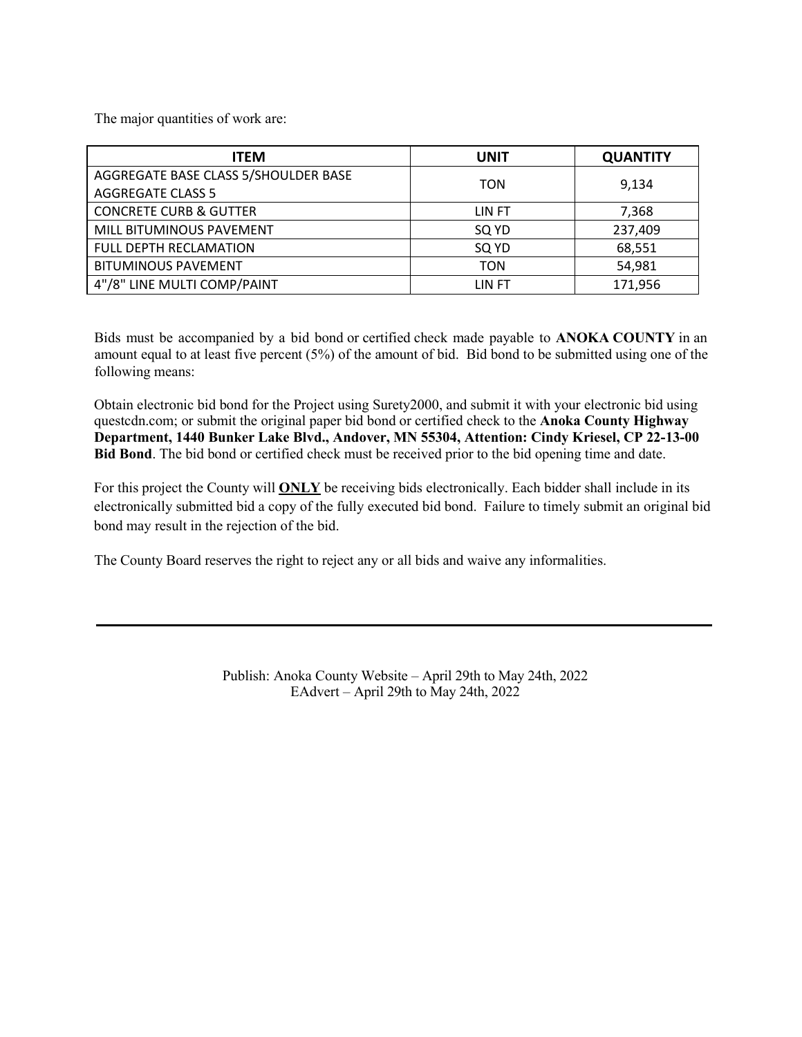The major quantities of work are:

| ITEM | UNIT | QUANTITY |
|---|---|---|
| AGGREGATE BASE CLASS 5/SHOULDER BASE AGGREGATE CLASS 5 | TON | 9,134 |
| CONCRETE CURB & GUTTER | LIN FT | 7,368 |
| MILL BITUMINOUS PAVEMENT | SQ YD | 237,409 |
| FULL DEPTH RECLAMATION | SQ YD | 68,551 |
| BITUMINOUS PAVEMENT | TON | 54,981 |
| 4"/8" LINE MULTI COMP/PAINT | LIN FT | 171,956 |

Bids must be accompanied by a bid bond or certified check made payable to **ANOKA COUNTY** in an amount equal to at least five percent (5%) of the amount of bid. Bid bond to be submitted using one of the following means:

Obtain electronic bid bond for the Project using Surety2000, and submit it with your electronic bid using questcdn.com; or submit the original paper bid bond or certified check to the **Anoka County Highway Department, 1440 Bunker Lake Blvd., Andover, MN 55304, Attention: Cindy Kriesel, CP 22-13-00 Bid Bond**. The bid bond or certified check must be received prior to the bid opening time and date.

For this project the County will **ONLY** be receiving bids electronically. Each bidder shall include in its electronically submitted bid a copy of the fully executed bid bond. Failure to timely submit an original bid bond may result in the rejection of the bid.

The County Board reserves the right to reject any or all bids and waive any informalities.

---

Publish: Anoka County Website – April 29th to May 24th, 2022
EAdvert – April 29th to May 24th, 2022